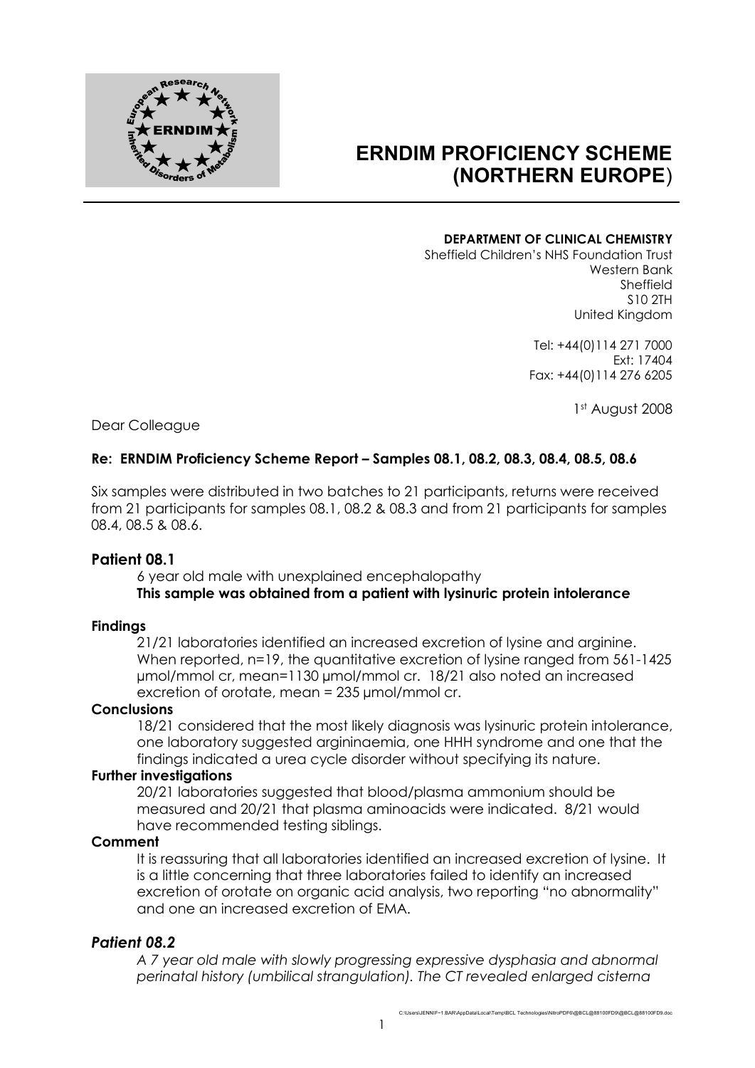# ERNDIM PROFICIENCY SCHEME (NORTHERN EUROPE)

**DEPARTMENT OF CLINICAL CHEMISTRY**
Sheffield Children's NHS Foundation Trust
Western Bank
Sheffield
S10 2TH
United Kingdom

Tel: +44(0)114 271 7000
Ext: 17404
Fax: +44(0)114 276 6205

1st August 2008

Dear Colleague

**Re: ERNDIM Proficiency Scheme Report – Samples 08.1, 08.2, 08.3, 08.4, 08.5, 08.6**

Six samples were distributed in two batches to 21 participants, returns were received from 21 participants for samples 08.1, 08.2 & 08.3 and from 21 participants for samples 08.4, 08.5 & 08.6.

## Patient 08.1

6 year old male with unexplained encephalopathy
**This sample was obtained from a patient with lysinuric protein intolerance**

### Findings

21/21 laboratories identified an increased excretion of lysine and arginine. When reported, n=19, the quantitative excretion of lysine ranged from 561-1425 µmol/mmol cr, mean=1130 µmol/mmol cr. 18/21 also noted an increased excretion of orotate, mean = 235 µmol/mmol cr.

### Conclusions

18/21 considered that the most likely diagnosis was lysinuric protein intolerance, one laboratory suggested argininaemia, one HHH syndrome and one that the findings indicated a urea cycle disorder without specifying its nature.

### Further investigations

20/21 laboratories suggested that blood/plasma ammonium should be measured and 20/21 that plasma aminoacids were indicated. 8/21 would have recommended testing siblings.

### Comment

It is reassuring that all laboratories identified an increased excretion of lysine. It is a little concerning that three laboratories failed to identify an increased excretion of orotate on organic acid analysis, two reporting "no abnormality" and one an increased excretion of EMA.

## *Patient 08.2*

*A 7 year old male with slowly progressing expressive dysphasia and abnormal perinatal history (umbilical strangulation). The CT revealed enlarged cisterna*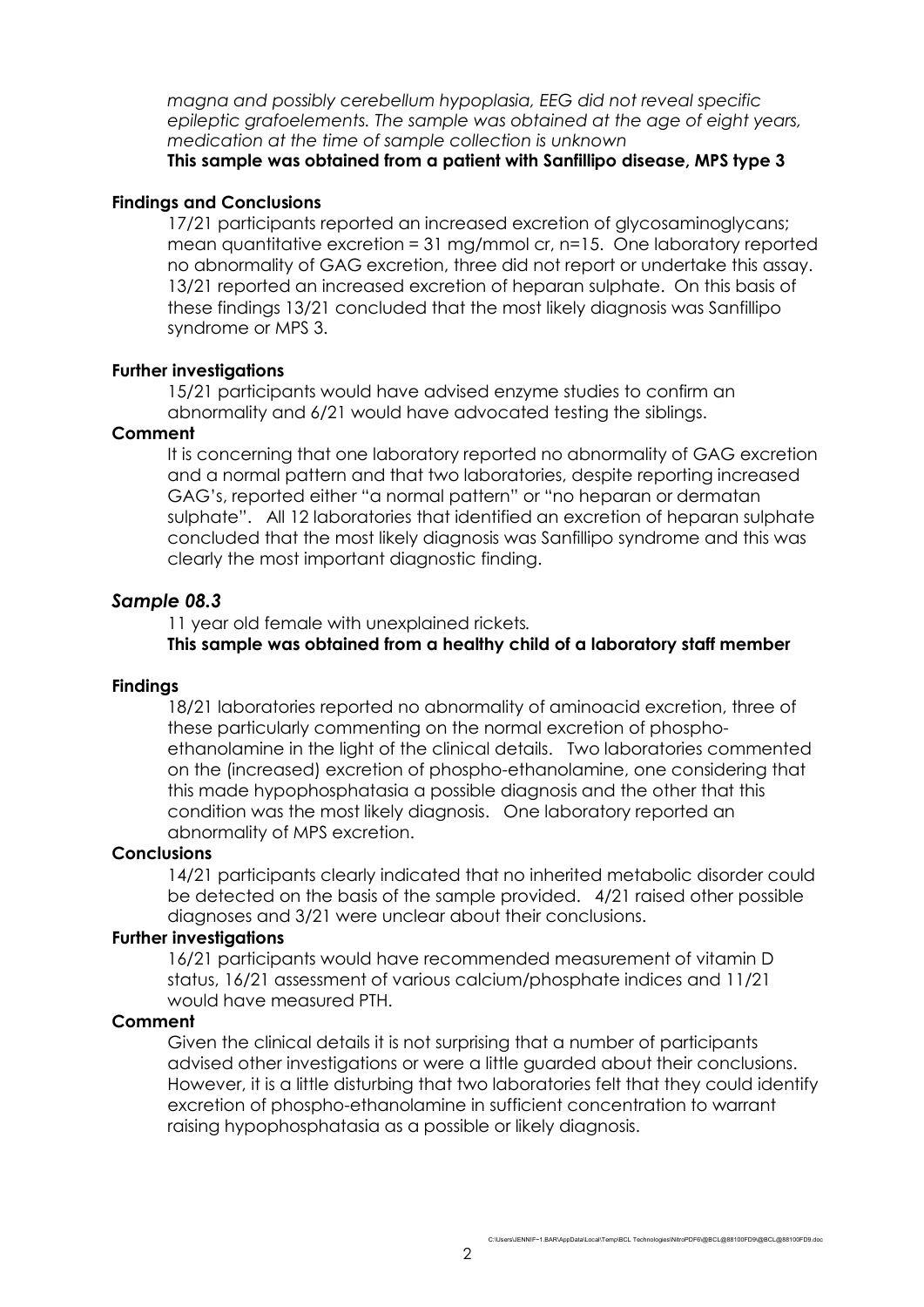*magna and possibly cerebellum hypoplasia, EEG did not reveal specific epileptic grafoelements. The sample was obtained at the age of eight years, medication at the time of sample collection is unknown*

**This sample was obtained from a patient with Sanfillipo disease, MPS type 3**

**Findings and Conclusions**

17/21 participants reported an increased excretion of glycosaminoglycans; mean quantitative excretion = 31 mg/mmol cr, n=15. One laboratory reported no abnormality of GAG excretion, three did not report or undertake this assay. 13/21 reported an increased excretion of heparan sulphate. On this basis of these findings 13/21 concluded that the most likely diagnosis was Sanfillipo syndrome or MPS 3.

**Further investigations**

15/21 participants would have advised enzyme studies to confirm an abnormality and 6/21 would have advocated testing the siblings.

**Comment**

It is concerning that one laboratory reported no abnormality of GAG excretion and a normal pattern and that two laboratories, despite reporting increased GAG's, reported either "a normal pattern" or "no heparan or dermatan sulphate". All 12 laboratories that identified an excretion of heparan sulphate concluded that the most likely diagnosis was Sanfillipo syndrome and this was clearly the most important diagnostic finding.

### *Sample 08.3*

11 year old female with unexplained rickets*.*

**This sample was obtained from a healthy child of a laboratory staff member**

**Findings**

18/21 laboratories reported no abnormality of aminoacid excretion, three of these particularly commenting on the normal excretion of phospho-ethanolamine in the light of the clinical details. Two laboratories commented on the (increased) excretion of phospho-ethanolamine, one considering that this made hypophosphatasia a possible diagnosis and the other that this condition was the most likely diagnosis. One laboratory reported an abnormality of MPS excretion.

**Conclusions**

14/21 participants clearly indicated that no inherited metabolic disorder could be detected on the basis of the sample provided. 4/21 raised other possible diagnoses and 3/21 were unclear about their conclusions.

**Further investigations**

16/21 participants would have recommended measurement of vitamin D status, 16/21 assessment of various calcium/phosphate indices and 11/21 would have measured PTH.

**Comment**

Given the clinical details it is not surprising that a number of participants advised other investigations or were a little guarded about their conclusions. However, it is a little disturbing that two laboratories felt that they could identify excretion of phospho-ethanolamine in sufficient concentration to warrant raising hypophosphatasia as a possible or likely diagnosis.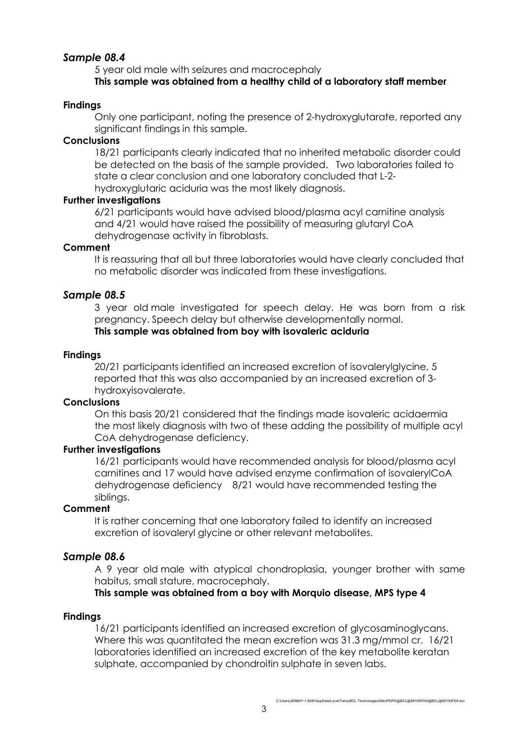## *Sample 08.4*

5 year old male with seizures and macrocephaly

**This sample was obtained from a healthy child of a laboratory staff member**

**Findings**

Only one participant, noting the presence of 2-hydroxyglutarate, reported any significant findings in this sample.

**Conclusions**

18/21 participants clearly indicated that no inherited metabolic disorder could be detected on the basis of the sample provided. Two laboratories failed to state a clear conclusion and one laboratory concluded that L-2-hydroxyglutaric aciduria was the most likely diagnosis.

**Further investigations**

6/21 participants would have advised blood/plasma acyl carnitine analysis and 4/21 would have raised the possibility of measuring glutaryl CoA dehydrogenase activity in fibroblasts.

**Comment**

It is reassuring that all but three laboratories would have clearly concluded that no metabolic disorder was indicated from these investigations.

## *Sample 08.5*

3 year old male investigated for speech delay. He was born from a risk pregnancy. Speech delay but otherwise developmentally normal.

**This sample was obtained from boy with isovaleric aciduria**

**Findings**

20/21 participants identified an increased excretion of isovalerylglycine, 5 reported that this was also accompanied by an increased excretion of 3-hydroxyisovalerate.

**Conclusions**

On this basis 20/21 considered that the findings made isovaleric acidaermia the most likely diagnosis with two of these adding the possibility of multiple acyl CoA dehydrogenase deficiency.

**Further investigations**

16/21 participants would have recommended analysis for blood/plasma acyl carnitines and 17 would have advised enzyme confirmation of isovalerylCoA dehydrogenase deficiency 8/21 would have recommended testing the siblings.

**Comment**

It is rather concerning that one laboratory failed to identify an increased excretion of isovaleryl glycine or other relevant metabolites.

## *Sample 08.6*

A 9 year old male with atypical chondroplasia, younger brother with same habitus, small stature, macrocephaly.

**This sample was obtained from a boy with Morquio disease, MPS type 4**

**Findings**

16/21 participants identified an increased excretion of glycosaminoglycans. Where this was quantitated the mean excretion was 31.3 mg/mmol cr. 16/21 laboratories identified an increased excretion of the key metabolite keratan sulphate, accompanied by chondroitin sulphate in seven labs.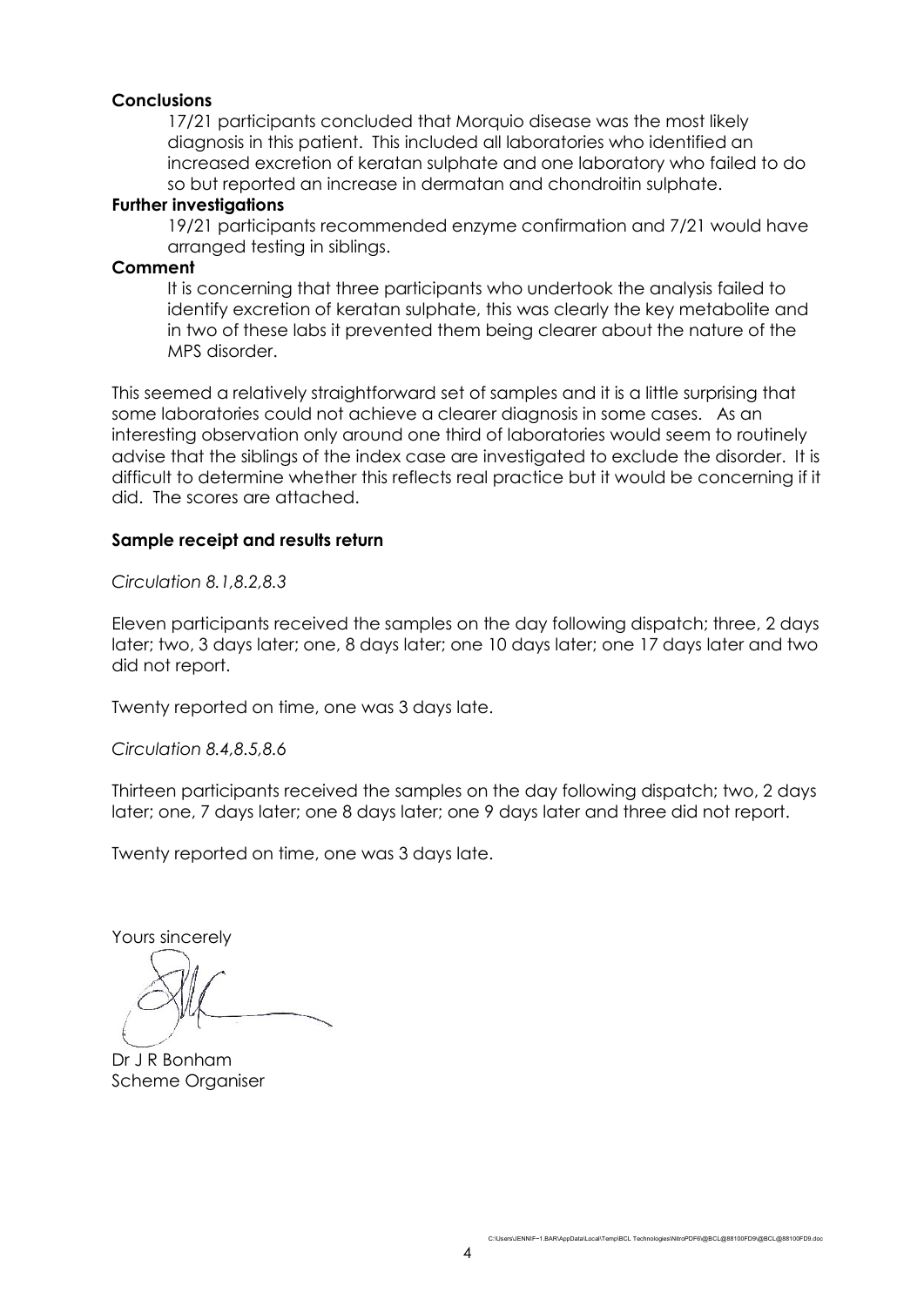**Conclusions**

17/21 participants concluded that Morquio disease was the most likely diagnosis in this patient. This included all laboratories who identified an increased excretion of keratan sulphate and one laboratory who failed to do so but reported an increase in dermatan and chondroitin sulphate.

**Further investigations**

19/21 participants recommended enzyme confirmation and 7/21 would have arranged testing in siblings.

**Comment**

It is concerning that three participants who undertook the analysis failed to identify excretion of keratan sulphate, this was clearly the key metabolite and in two of these labs it prevented them being clearer about the nature of the MPS disorder.

This seemed a relatively straightforward set of samples and it is a little surprising that some laboratories could not achieve a clearer diagnosis in some cases. As an interesting observation only around one third of laboratories would seem to routinely advise that the siblings of the index case are investigated to exclude the disorder. It is difficult to determine whether this reflects real practice but it would be concerning if it did. The scores are attached.

**Sample receipt and results return**

*Circulation 8.1,8.2,8.3*

Eleven participants received the samples on the day following dispatch; three, 2 days later; two, 3 days later; one, 8 days later; one 10 days later; one 17 days later and two did not report.

Twenty reported on time, one was 3 days late.

*Circulation 8.4,8.5,8.6*

Thirteen participants received the samples on the day following dispatch; two, 2 days later; one, 7 days later; one 8 days later; one 9 days later and three did not report.

Twenty reported on time, one was 3 days late.

Yours sincerely

Dr J R Bonham
Scheme Organiser